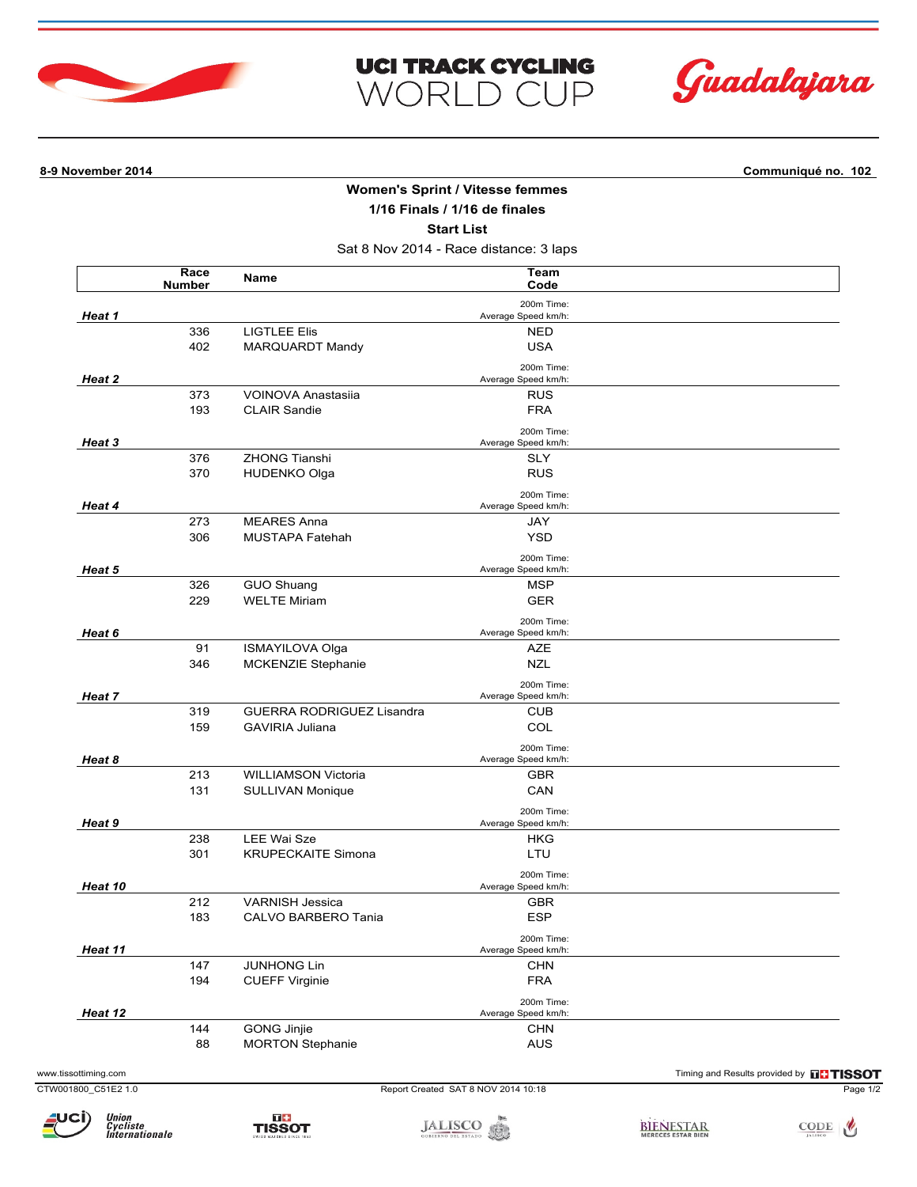# UCI TRACK CYCLING WORLD CUP

Guadalajara

**8-9 November 2014** | **Communiqué no. 102**

## Women's Sprint / Vitesse femmes

### 1/16 Finals / 1/16 de finales

### Start List

Sat 8 Nov 2014 - Race distance: 3 laps

| | Race Number | Name | Team Code | 200m Time: Average Speed km/h: |
|---|---|---|---|---|
| ***Heat 1*** | | | | |
| | 336 | LIGTLEE Elis | NED | |
| | 402 | MARQUARDT Mandy | USA | |
| ***Heat 2*** | | | | |
| | 373 | VOINOVA Anastasiia | RUS | |
| | 193 | CLAIR Sandie | FRA | |
| ***Heat 3*** | | | | |
| | 376 | ZHONG Tianshi | SLY | |
| | 370 | HUDENKO Olga | RUS | |
| ***Heat 4*** | | | | |
| | 273 | MEARES Anna | JAY | |
| | 306 | MUSTAPA Fatehah | YSD | |
| ***Heat 5*** | | | | |
| | 326 | GUO Shuang | MSP | |
| | 229 | WELTE Miriam | GER | |
| ***Heat 6*** | | | | |
| | 91 | ISMAYILOVA Olga | AZE | |
| | 346 | MCKENZIE Stephanie | NZL | |
| ***Heat 7*** | | | | |
| | 319 | GUERRA RODRIGUEZ Lisandra | CUB | |
| | 159 | GAVIRIA Juliana | COL | |
| ***Heat 8*** | | | | |
| | 213 | WILLIAMSON Victoria | GBR | |
| | 131 | SULLIVAN Monique | CAN | |
| ***Heat 9*** | | | | |
| | 238 | LEE Wai Sze | HKG | |
| | 301 | KRUPECKAITE Simona | LTU | |
| ***Heat 10*** | | | | |
| | 212 | VARNISH Jessica | GBR | |
| | 183 | CALVO BARBERO Tania | ESP | |
| ***Heat 11*** | | | | |
| | 147 | JUNHONG Lin | CHN | |
| | 194 | CUEFF Virginie | FRA | |
| ***Heat 12*** | | | | |
| | 144 | GONG Jinjie | CHN | |
| | 88 | MORTON Stephanie | AUS | |

www.tissottiming.com | Timing and Results provided by TISSOT

CTW001800_C51E2 1.0 | Report Created SAT 8 NOV 2014 10:18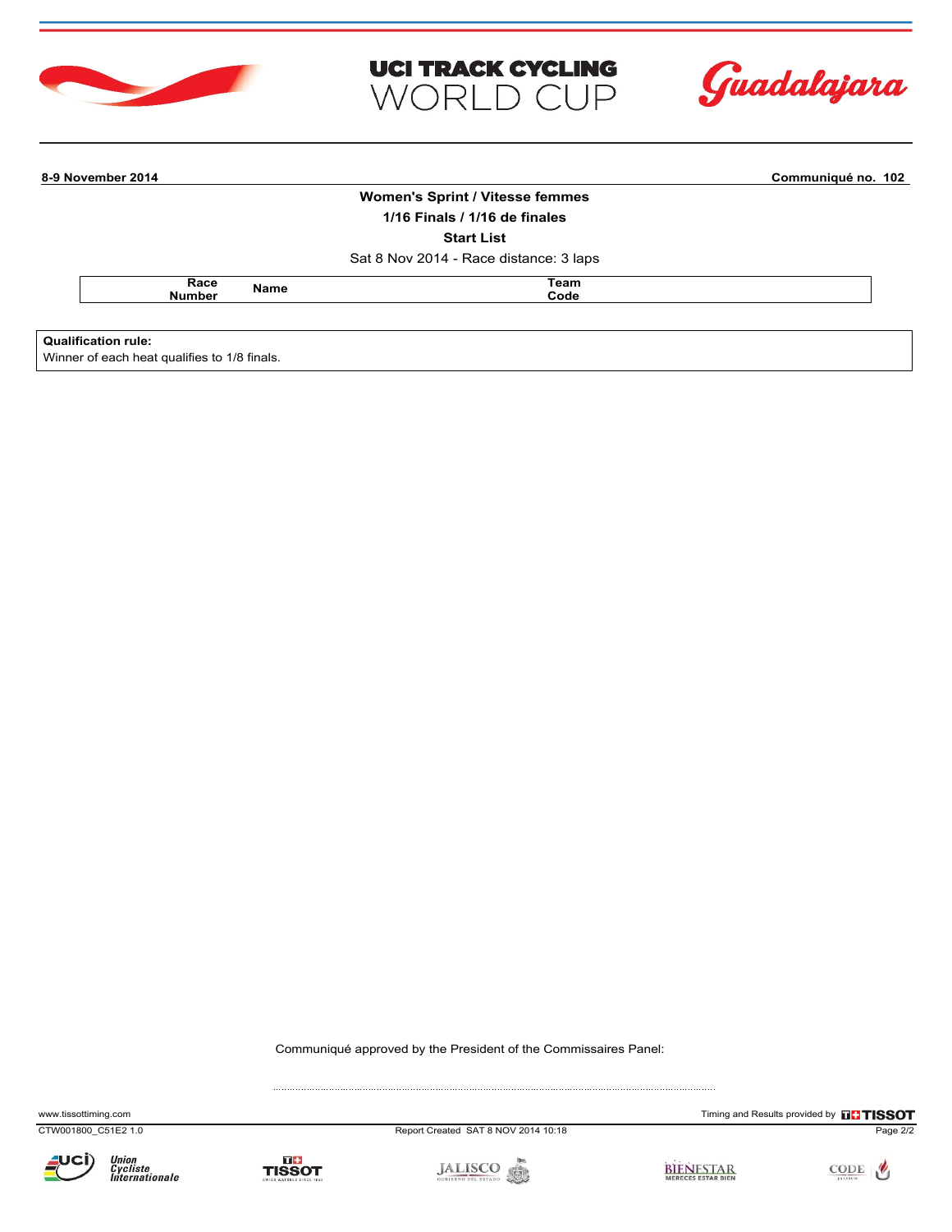# UCI TRACK CYCLING WORLD CUP

Guadalajara

**8-9 November 2014** **Communiqué no. 102**

**Women's Sprint / Vitesse femmes**

**1/16 Finals / 1/16 de finales**

**Start List**

Sat 8 Nov 2014 - Race distance: 3 laps

| Race Number | Name | Team Code |
| --- | --- | --- |

**Qualification rule:**
Winner of each heat qualifies to 1/8 finals.

Communiqué approved by the President of the Commissaires Panel:

........................................................................................................................................

www.tissottiming.com Timing and Results provided by TISSOT

CTW001800_C51E2 1.0 Report Created SAT 8 NOV 2014 10:18